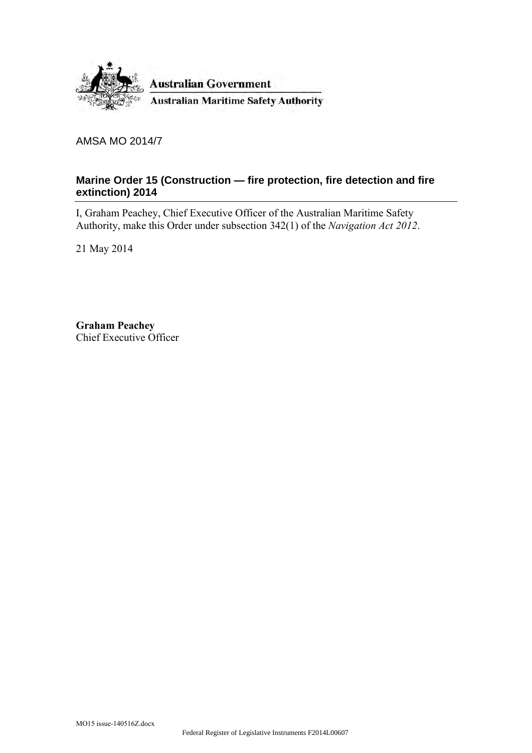Australian Government

Australian Maritime Safety Authority

AMSA MO 2014/7

## Marine Order 15 (Construction — fire protection, fire detection and fire extinction) 2014

I, Graham Peachey, Chief Executive Officer of the Australian Maritime Safety Authority, make this Order under subsection 342(1) of the *Navigation Act 2012*.

21 May 2014

**Graham Peachey**
Chief Executive Officer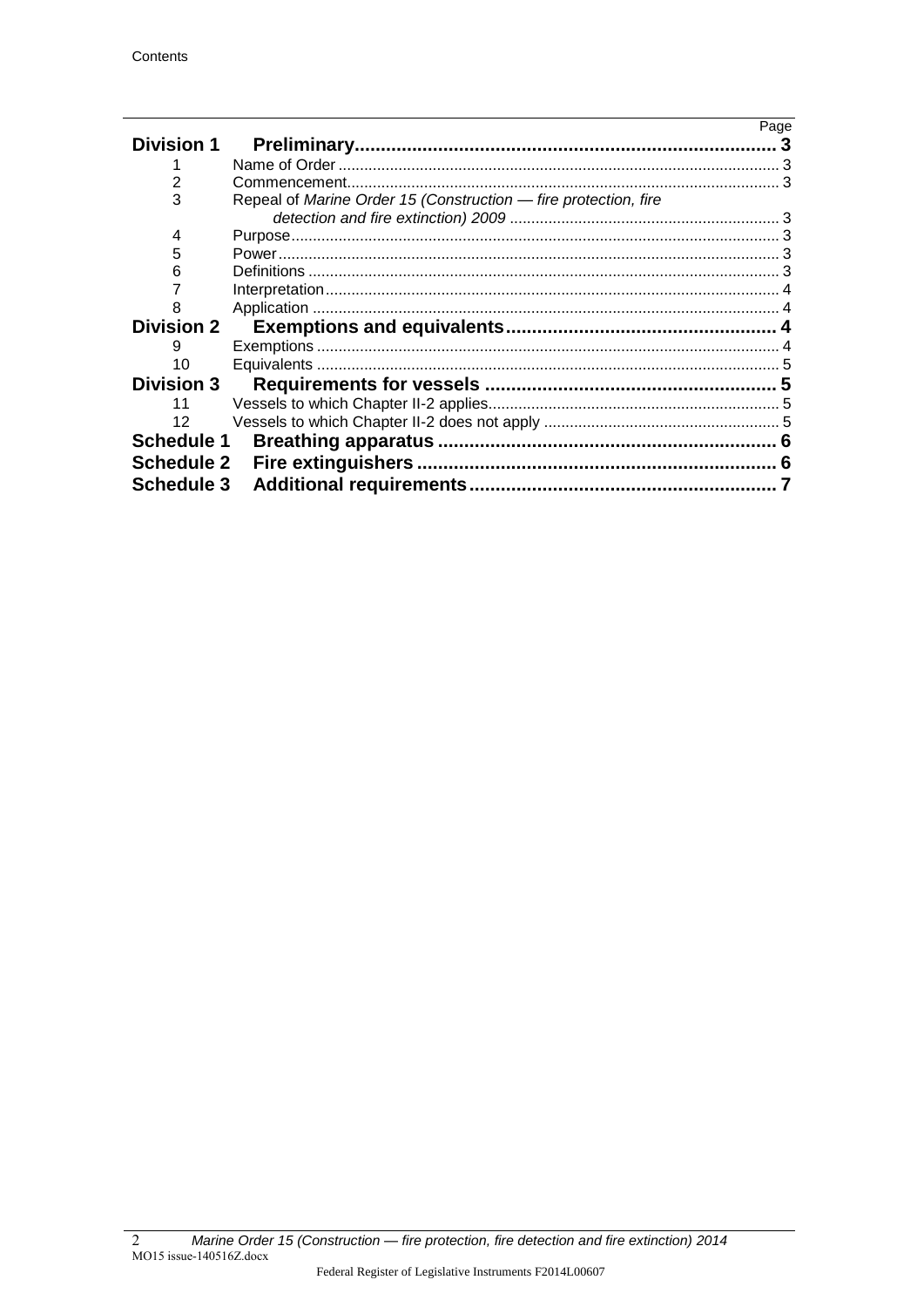Contents

| | | Page |
|---|---|---|
| **Division 1** | **Preliminary** | **3** |
| 1 | Name of Order | 3 |
| 2 | Commencement | 3 |
| 3 | Repeal of *Marine Order 15 (Construction — fire protection, fire detection and fire extinction) 2009* | 3 |
| 4 | Purpose | 3 |
| 5 | Power | 3 |
| 6 | Definitions | 3 |
| 7 | Interpretation | 4 |
| 8 | Application | 4 |
| **Division 2** | **Exemptions and equivalents** | **4** |
| 9 | Exemptions | 4 |
| 10 | Equivalents | 5 |
| **Division 3** | **Requirements for vessels** | **5** |
| 11 | Vessels to which Chapter II-2 applies | 5 |
| 12 | Vessels to which Chapter II-2 does not apply | 5 |
| **Schedule 1** | **Breathing apparatus** | **6** |
| **Schedule 2** | **Fire extinguishers** | **6** |
| **Schedule 3** | **Additional requirements** | **7** |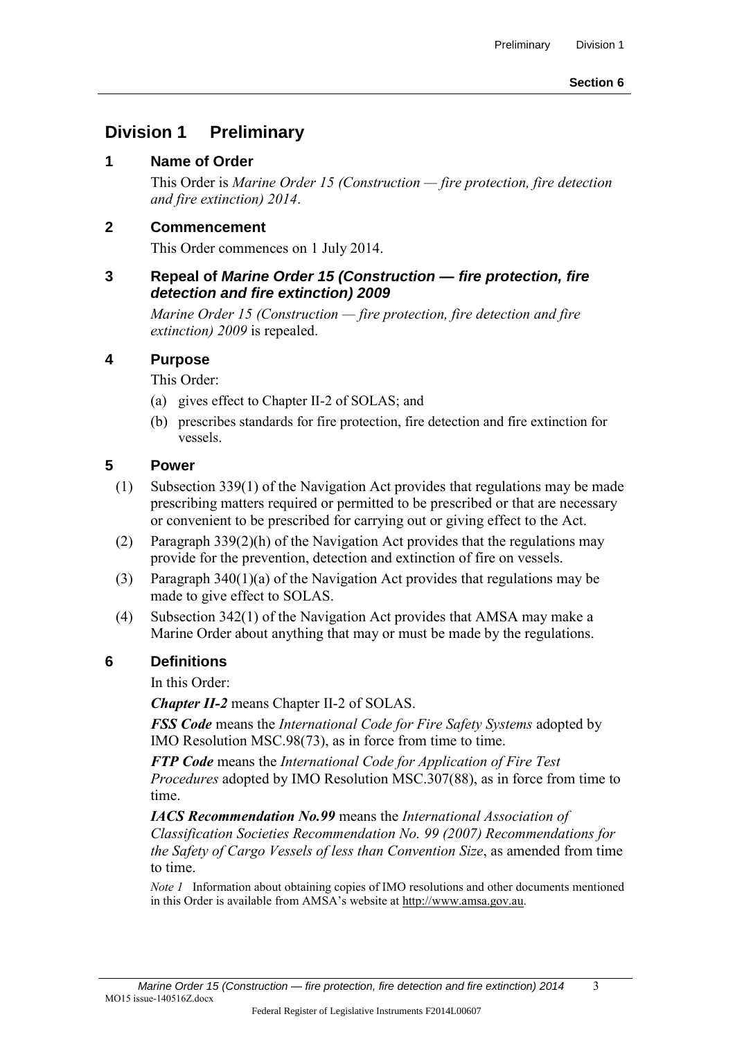## Division 1 Preliminary

### 1 Name of Order

This Order is *Marine Order 15 (Construction — fire protection, fire detection and fire extinction) 2014*.

### 2 Commencement

This Order commences on 1 July 2014.

### 3 Repeal of *Marine Order 15 (Construction — fire protection, fire detection and fire extinction) 2009*

*Marine Order 15 (Construction — fire protection, fire detection and fire extinction) 2009* is repealed.

### 4 Purpose

This Order:

(a) gives effect to Chapter II-2 of SOLAS; and

(b) prescribes standards for fire protection, fire detection and fire extinction for vessels.

### 5 Power

(1) Subsection 339(1) of the Navigation Act provides that regulations may be made prescribing matters required or permitted to be prescribed or that are necessary or convenient to be prescribed for carrying out or giving effect to the Act.

(2) Paragraph 339(2)(h) of the Navigation Act provides that the regulations may provide for the prevention, detection and extinction of fire on vessels.

(3) Paragraph 340(1)(a) of the Navigation Act provides that regulations may be made to give effect to SOLAS.

(4) Subsection 342(1) of the Navigation Act provides that AMSA may make a Marine Order about anything that may or must be made by the regulations.

### 6 Definitions

In this Order:

***Chapter II-2*** means Chapter II-2 of SOLAS.

***FSS Code*** means the *International Code for Fire Safety Systems* adopted by IMO Resolution MSC.98(73), as in force from time to time.

***FTP Code*** means the *International Code for Application of Fire Test Procedures* adopted by IMO Resolution MSC.307(88), as in force from time to time.

***IACS Recommendation No.99*** means the *International Association of Classification Societies Recommendation No. 99 (2007) Recommendations for the Safety of Cargo Vessels of less than Convention Size*, as amended from time to time.

*Note 1* Information about obtaining copies of IMO resolutions and other documents mentioned in this Order is available from AMSA's website at http://www.amsa.gov.au.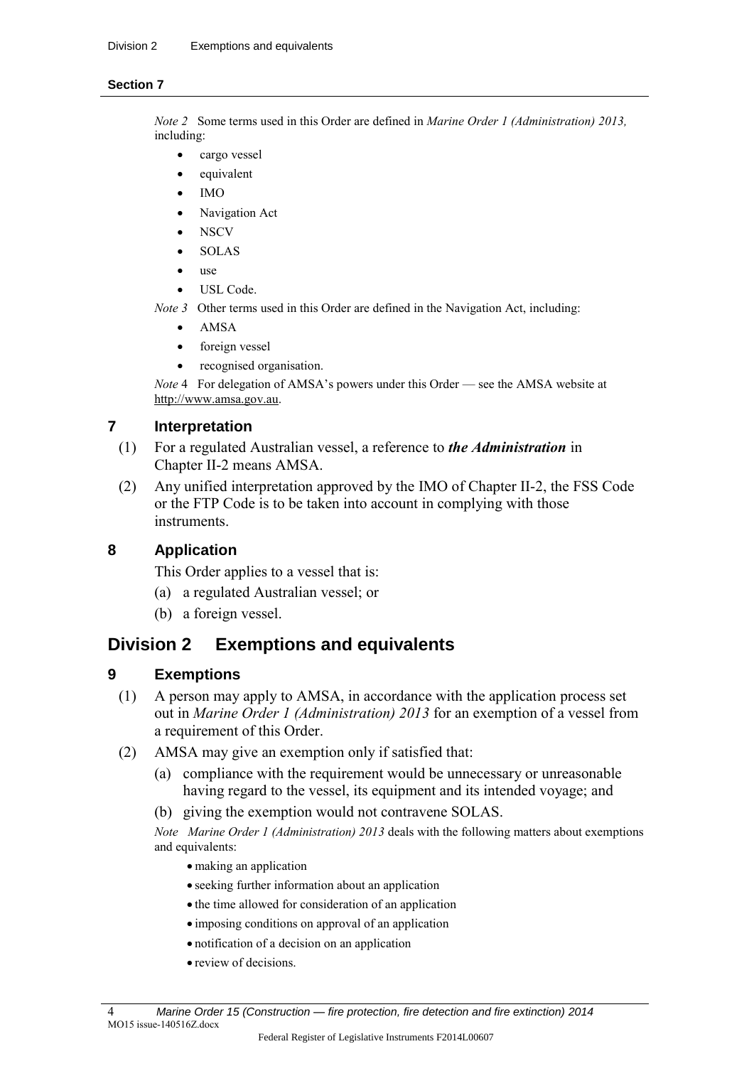*Note 2* Some terms used in this Order are defined in *Marine Order 1 (Administration) 2013,* including:

- cargo vessel
- equivalent
- IMO
- Navigation Act
- NSCV
- SOLAS
- use
- USL Code.

*Note 3* Other terms used in this Order are defined in the Navigation Act, including:

- AMSA
- foreign vessel
- recognised organisation.

*Note* 4 For delegation of AMSA's powers under this Order — see the AMSA website at http://www.amsa.gov.au.

## 7 Interpretation

(1) For a regulated Australian vessel, a reference to ***the Administration*** in Chapter II-2 means AMSA.

(2) Any unified interpretation approved by the IMO of Chapter II-2, the FSS Code or the FTP Code is to be taken into account in complying with those instruments.

## 8 Application

This Order applies to a vessel that is:

(a) a regulated Australian vessel; or

(b) a foreign vessel.

# Division 2 Exemptions and equivalents

## 9 Exemptions

(1) A person may apply to AMSA, in accordance with the application process set out in *Marine Order 1 (Administration) 2013* for an exemption of a vessel from a requirement of this Order.

(2) AMSA may give an exemption only if satisfied that:

(a) compliance with the requirement would be unnecessary or unreasonable having regard to the vessel, its equipment and its intended voyage; and

(b) giving the exemption would not contravene SOLAS.

*Note Marine Order 1 (Administration) 2013* deals with the following matters about exemptions and equivalents:

- making an application
- seeking further information about an application
- the time allowed for consideration of an application
- imposing conditions on approval of an application
- notification of a decision on an application
- review of decisions.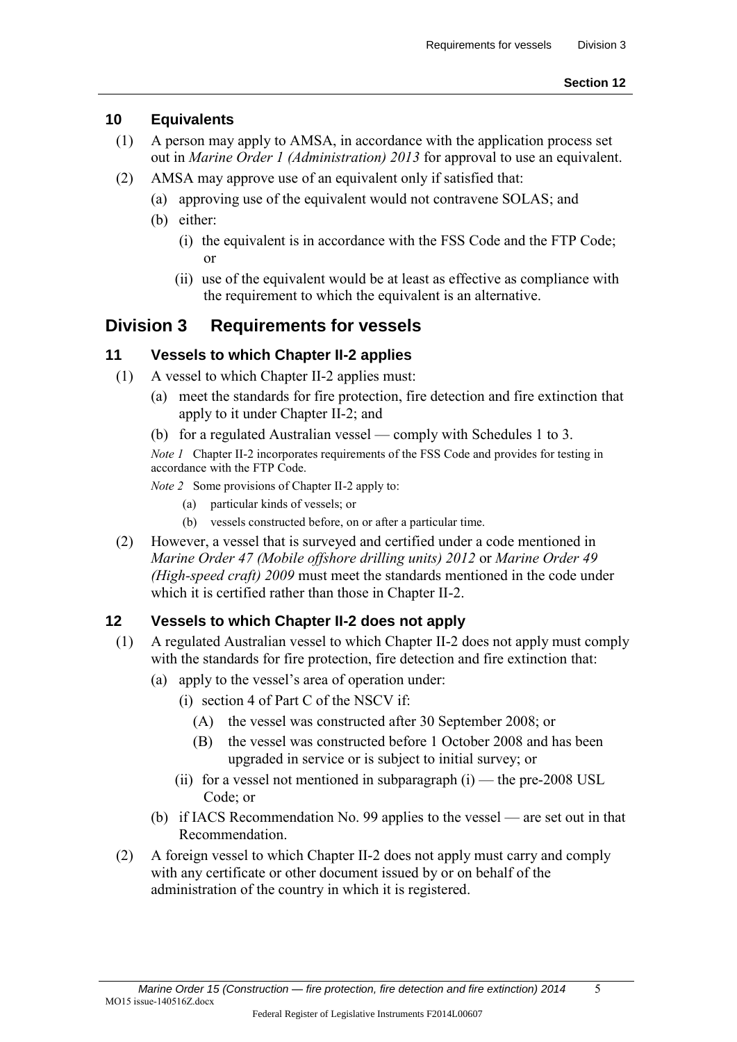## 10 Equivalents

(1) A person may apply to AMSA, in accordance with the application process set out in *Marine Order 1 (Administration) 2013* for approval to use an equivalent.

(2) AMSA may approve use of an equivalent only if satisfied that:

(a) approving use of the equivalent would not contravene SOLAS; and

(b) either:

(i) the equivalent is in accordance with the FSS Code and the FTP Code; or

(ii) use of the equivalent would be at least as effective as compliance with the requirement to which the equivalent is an alternative.

# Division 3 Requirements for vessels

## 11 Vessels to which Chapter II-2 applies

(1) A vessel to which Chapter II-2 applies must:

(a) meet the standards for fire protection, fire detection and fire extinction that apply to it under Chapter II-2; and

(b) for a regulated Australian vessel — comply with Schedules 1 to 3.

*Note 1* Chapter II-2 incorporates requirements of the FSS Code and provides for testing in accordance with the FTP Code.

*Note 2* Some provisions of Chapter II-2 apply to:

(a) particular kinds of vessels; or

(b) vessels constructed before, on or after a particular time.

(2) However, a vessel that is surveyed and certified under a code mentioned in *Marine Order 47 (Mobile offshore drilling units) 2012* or *Marine Order 49 (High-speed craft) 2009* must meet the standards mentioned in the code under which it is certified rather than those in Chapter II-2.

## 12 Vessels to which Chapter II-2 does not apply

(1) A regulated Australian vessel to which Chapter II-2 does not apply must comply with the standards for fire protection, fire detection and fire extinction that:

(a) apply to the vessel's area of operation under:

(i) section 4 of Part C of the NSCV if:

(A) the vessel was constructed after 30 September 2008; or

(B) the vessel was constructed before 1 October 2008 and has been upgraded in service or is subject to initial survey; or

(ii) for a vessel not mentioned in subparagraph (i) — the pre-2008 USL Code; or

(b) if IACS Recommendation No. 99 applies to the vessel — are set out in that Recommendation.

(2) A foreign vessel to which Chapter II-2 does not apply must carry and comply with any certificate or other document issued by or on behalf of the administration of the country in which it is registered.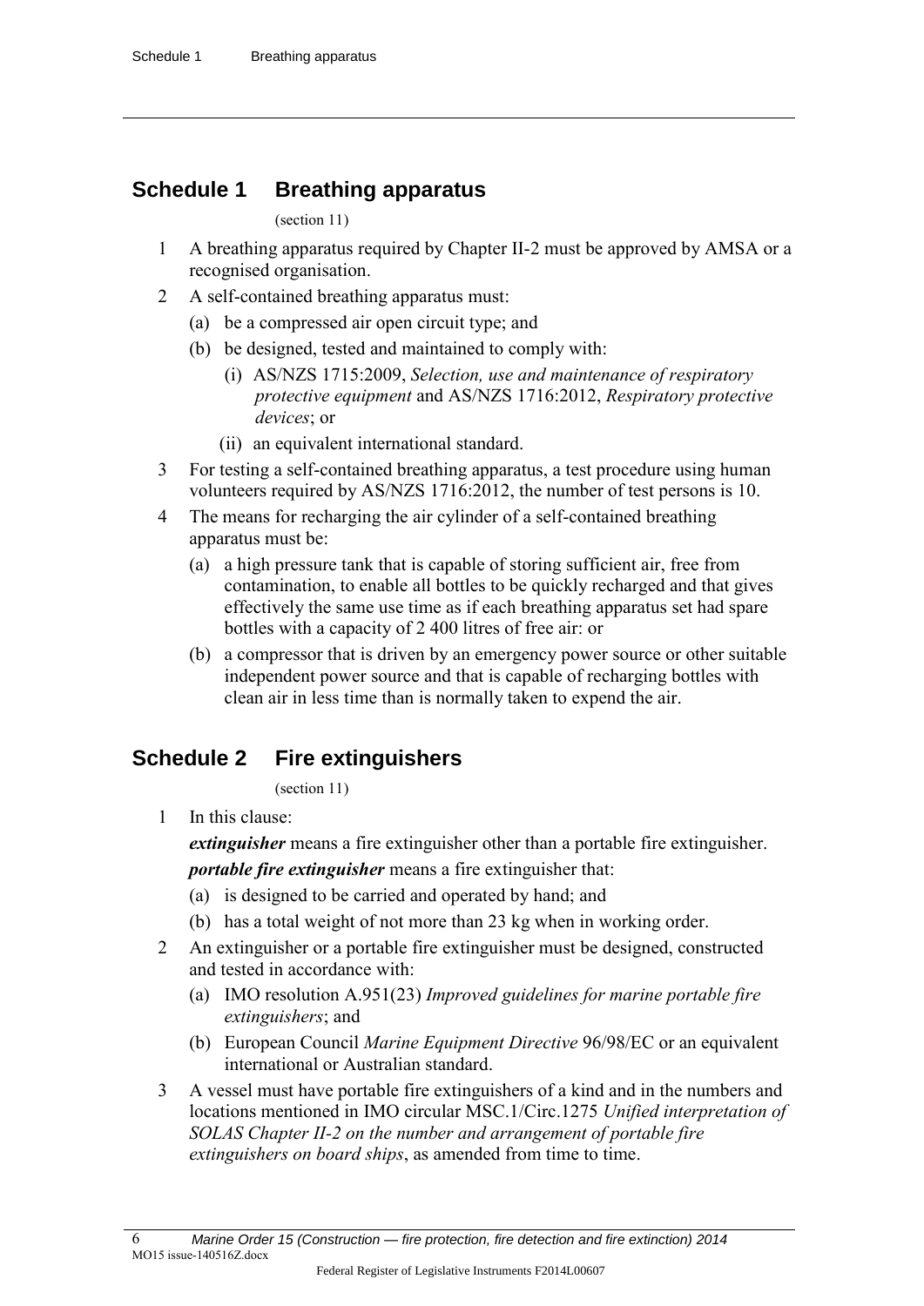## Schedule 1 Breathing apparatus

(section 11)

1 A breathing apparatus required by Chapter II-2 must be approved by AMSA or a recognised organisation.

2 A self-contained breathing apparatus must:

  (a) be a compressed air open circuit type; and

  (b) be designed, tested and maintained to comply with:

    (i) AS/NZS 1715:2009, *Selection, use and maintenance of respiratory protective equipment* and AS/NZS 1716:2012, *Respiratory protective devices*; or

    (ii) an equivalent international standard.

3 For testing a self-contained breathing apparatus, a test procedure using human volunteers required by AS/NZS 1716:2012, the number of test persons is 10.

4 The means for recharging the air cylinder of a self-contained breathing apparatus must be:

  (a) a high pressure tank that is capable of storing sufficient air, free from contamination, to enable all bottles to be quickly recharged and that gives effectively the same use time as if each breathing apparatus set had spare bottles with a capacity of 2 400 litres of free air: or

  (b) a compressor that is driven by an emergency power source or other suitable independent power source and that is capable of recharging bottles with clean air in less time than is normally taken to expend the air.

## Schedule 2 Fire extinguishers

(section 11)

1 In this clause:

  ***extinguisher*** means a fire extinguisher other than a portable fire extinguisher.

  ***portable fire extinguisher*** means a fire extinguisher that:

  (a) is designed to be carried and operated by hand; and

  (b) has a total weight of not more than 23 kg when in working order.

2 An extinguisher or a portable fire extinguisher must be designed, constructed and tested in accordance with:

  (a) IMO resolution A.951(23) *Improved guidelines for marine portable fire extinguishers*; and

  (b) European Council *Marine Equipment Directive* 96/98/EC or an equivalent international or Australian standard.

3 A vessel must have portable fire extinguishers of a kind and in the numbers and locations mentioned in IMO circular MSC.1/Circ.1275 *Unified interpretation of SOLAS Chapter II-2 on the number and arrangement of portable fire extinguishers on board ships*, as amended from time to time.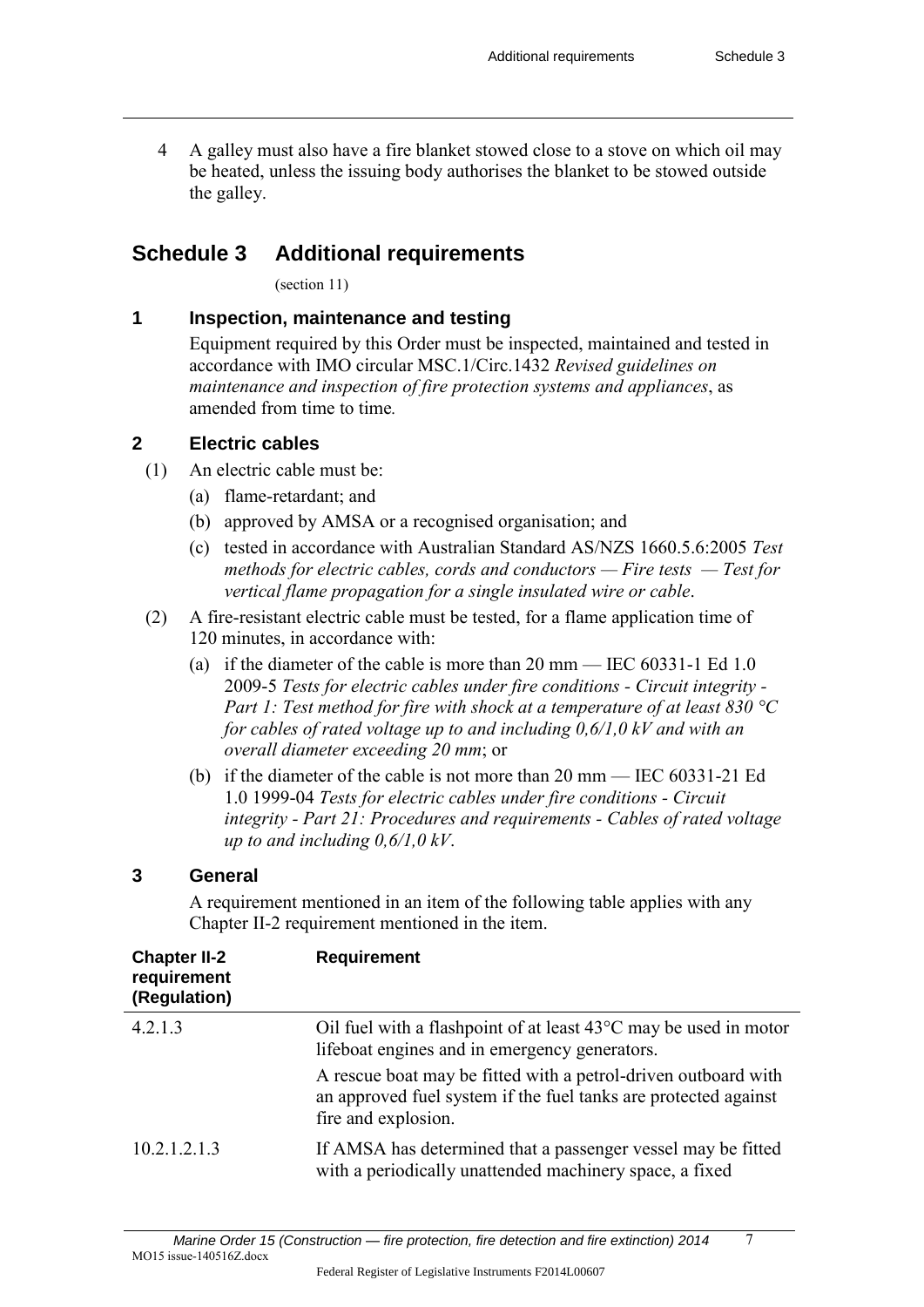4 A galley must also have a fire blanket stowed close to a stove on which oil may be heated, unless the issuing body authorises the blanket to be stowed outside the galley.

## Schedule 3 Additional requirements

(section 11)

### 1 Inspection, maintenance and testing

Equipment required by this Order must be inspected, maintained and tested in accordance with IMO circular MSC.1/Circ.1432 *Revised guidelines on maintenance and inspection of fire protection systems and appliances*, as amended from time to time.

### 2 Electric cables

(1) An electric cable must be:

(a) flame-retardant; and

(b) approved by AMSA or a recognised organisation; and

(c) tested in accordance with Australian Standard AS/NZS 1660.5.6:2005 *Test methods for electric cables, cords and conductors — Fire tests — Test for vertical flame propagation for a single insulated wire or cable*.

(2) A fire-resistant electric cable must be tested, for a flame application time of 120 minutes, in accordance with:

(a) if the diameter of the cable is more than 20 mm — IEC 60331-1 Ed 1.0 2009-5 *Tests for electric cables under fire conditions - Circuit integrity - Part 1: Test method for fire with shock at a temperature of at least 830 °C for cables of rated voltage up to and including 0,6/1,0 kV and with an overall diameter exceeding 20 mm*; or

(b) if the diameter of the cable is not more than 20 mm — IEC 60331-21 Ed 1.0 1999-04 *Tests for electric cables under fire conditions - Circuit integrity - Part 21: Procedures and requirements - Cables of rated voltage up to and including 0,6/1,0 kV*.

### 3 General

A requirement mentioned in an item of the following table applies with any Chapter II-2 requirement mentioned in the item.

| Chapter II-2 requirement (Regulation) | Requirement |
|---|---|
| 4.2.1.3 | Oil fuel with a flashpoint of at least 43°C may be used in motor lifeboat engines and in emergency generators.<br><br>A rescue boat may be fitted with a petrol-driven outboard with an approved fuel system if the fuel tanks are protected against fire and explosion. |
| 10.2.1.2.1.3 | If AMSA has determined that a passenger vessel may be fitted with a periodically unattended machinery space, a fixed |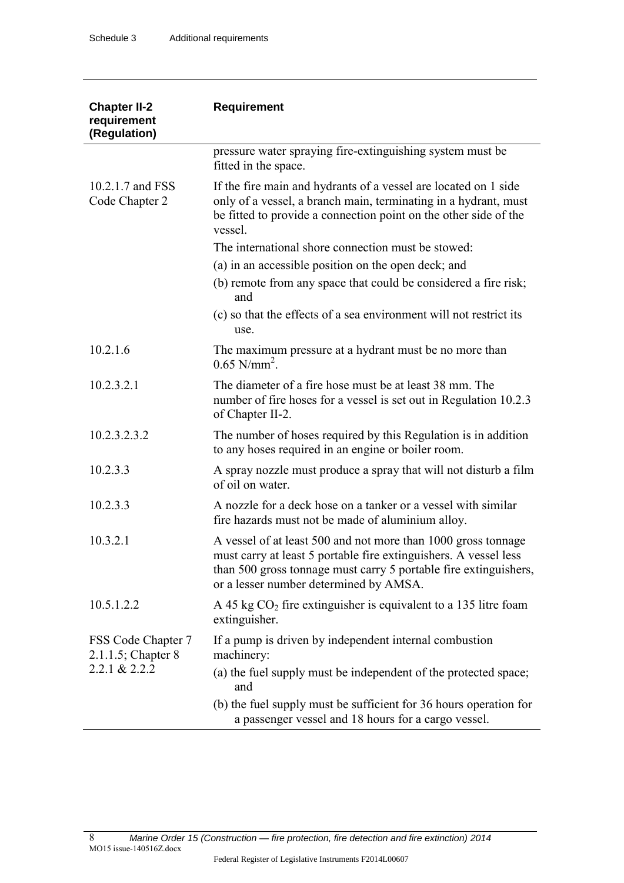| Chapter II-2 requirement (Regulation) | Requirement |
|---|---|
| | pressure water spraying fire-extinguishing system must be fitted in the space. |
| 10.2.1.7 and FSS Code Chapter 2 | If the fire main and hydrants of a vessel are located on 1 side only of a vessel, a branch main, terminating in a hydrant, must be fitted to provide a connection point on the other side of the vessel.<br>The international shore connection must be stowed:<br>(a) in an accessible position on the open deck; and<br>(b) remote from any space that could be considered a fire risk; and<br>(c) so that the effects of a sea environment will not restrict its use. |
| 10.2.1.6 | The maximum pressure at a hydrant must be no more than 0.65 $N/mm^2$. |
| 10.2.3.2.1 | The diameter of a fire hose must be at least 38 mm. The number of fire hoses for a vessel is set out in Regulation 10.2.3 of Chapter II-2. |
| 10.2.3.2.3.2 | The number of hoses required by this Regulation is in addition to any hoses required in an engine or boiler room. |
| 10.2.3.3 | A spray nozzle must produce a spray that will not disturb a film of oil on water. |
| 10.2.3.3 | A nozzle for a deck hose on a tanker or a vessel with similar fire hazards must not be made of aluminium alloy. |
| 10.3.2.1 | A vessel of at least 500 and not more than 1000 gross tonnage must carry at least 5 portable fire extinguishers. A vessel less than 500 gross tonnage must carry 5 portable fire extinguishers, or a lesser number determined by AMSA. |
| 10.5.1.2.2 | A 45 kg $CO_2$ fire extinguisher is equivalent to a 135 litre foam extinguisher. |
| FSS Code Chapter 7 2.1.1.5; Chapter 8 2.2.1 & 2.2.2 | If a pump is driven by independent internal combustion machinery:<br>(a) the fuel supply must be independent of the protected space; and<br>(b) the fuel supply must be sufficient for 36 hours operation for a passenger vessel and 18 hours for a cargo vessel. |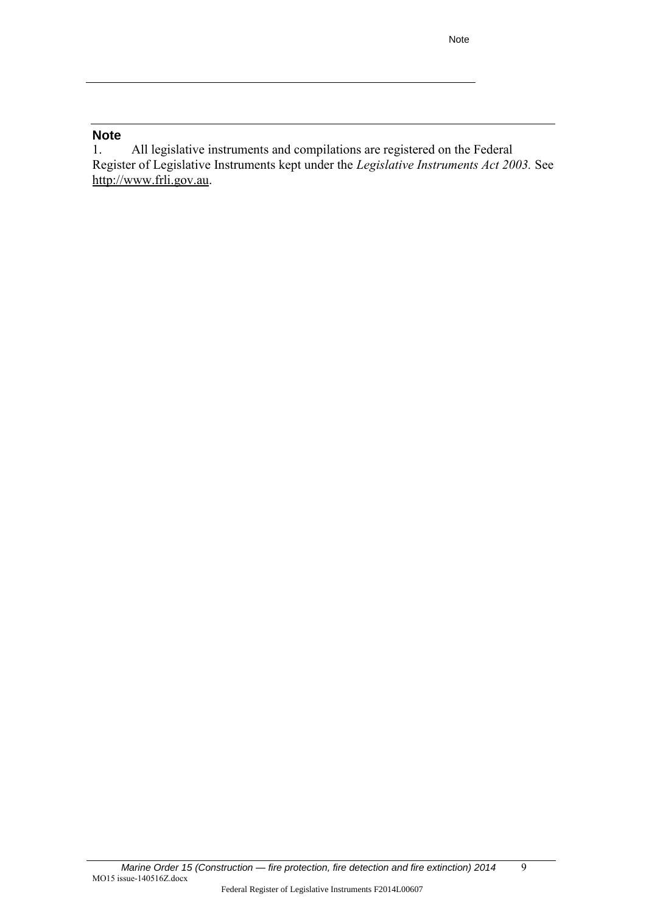## Note

1. All legislative instruments and compilations are registered on the Federal Register of Legislative Instruments kept under the *Legislative Instruments Act 2003.* See http://www.frli.gov.au.